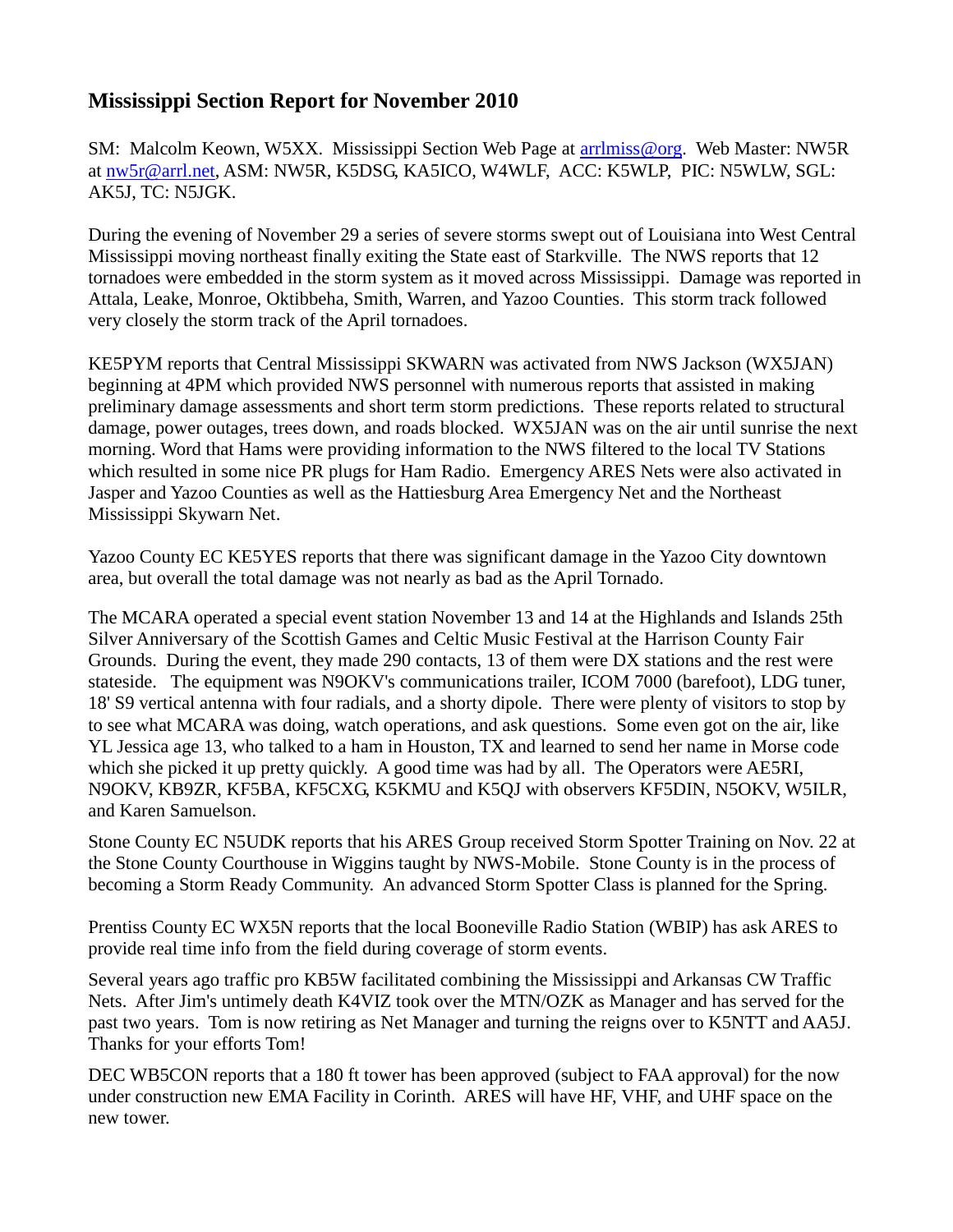# Mississippi Section Report for November 2010

SM: Malcolm Keown, W5XX. Mississippi Section Web Page at arrlmiss@org. Web Master: NW5R at nw5r@arrl.net, ASM: NW5R, K5DSG, KA5ICO, W4WLF, ACC: K5WLP, PIC: N5WLW, SGL: AK5J, TC: N5JGK.

During the evening of November 29 a series of severe storms swept out of Louisiana into West Central Mississippi moving northeast finally exiting the State east of Starkville. The NWS reports that 12 tornadoes were embedded in the storm system as it moved across Mississippi. Damage was reported in Attala, Leake, Monroe, Oktibbeha, Smith, Warren, and Yazoo Counties. This storm track followed very closely the storm track of the April tornadoes.

KE5PYM reports that Central Mississippi SKWARN was activated from NWS Jackson (WX5JAN) beginning at 4PM which provided NWS personnel with numerous reports that assisted in making preliminary damage assessments and short term storm predictions. These reports related to structural damage, power outages, trees down, and roads blocked. WX5JAN was on the air until sunrise the next morning. Word that Hams were providing information to the NWS filtered to the local TV Stations which resulted in some nice PR plugs for Ham Radio. Emergency ARES Nets were also activated in Jasper and Yazoo Counties as well as the Hattiesburg Area Emergency Net and the Northeast Mississippi Skywarn Net.

Yazoo County EC KE5YES reports that there was significant damage in the Yazoo City downtown area, but overall the total damage was not nearly as bad as the April Tornado.

The MCARA operated a special event station November 13 and 14 at the Highlands and Islands 25th Silver Anniversary of the Scottish Games and Celtic Music Festival at the Harrison County Fair Grounds. During the event, they made 290 contacts, 13 of them were DX stations and the rest were stateside. The equipment was N9OKV's communications trailer, ICOM 7000 (barefoot), LDG tuner, 18' S9 vertical antenna with four radials, and a shorty dipole. There were plenty of visitors to stop by to see what MCARA was doing, watch operations, and ask questions. Some even got on the air, like YL Jessica age 13, who talked to a ham in Houston, TX and learned to send her name in Morse code which she picked it up pretty quickly. A good time was had by all. The Operators were AE5RI, N9OKV, KB9ZR, KF5BA, KF5CXG, K5KMU and K5QJ with observers KF5DIN, N5OKV, W5ILR, and Karen Samuelson.

Stone County EC N5UDK reports that his ARES Group received Storm Spotter Training on Nov. 22 at the Stone County Courthouse in Wiggins taught by NWS-Mobile. Stone County is in the process of becoming a Storm Ready Community. An advanced Storm Spotter Class is planned for the Spring.

Prentiss County EC WX5N reports that the local Booneville Radio Station (WBIP) has ask ARES to provide real time info from the field during coverage of storm events.

Several years ago traffic pro KB5W facilitated combining the Mississippi and Arkansas CW Traffic Nets. After Jim's untimely death K4VIZ took over the MTN/OZK as Manager and has served for the past two years. Tom is now retiring as Net Manager and turning the reigns over to K5NTT and AA5J. Thanks for your efforts Tom!

DEC WB5CON reports that a 180 ft tower has been approved (subject to FAA approval) for the now under construction new EMA Facility in Corinth. ARES will have HF, VHF, and UHF space on the new tower.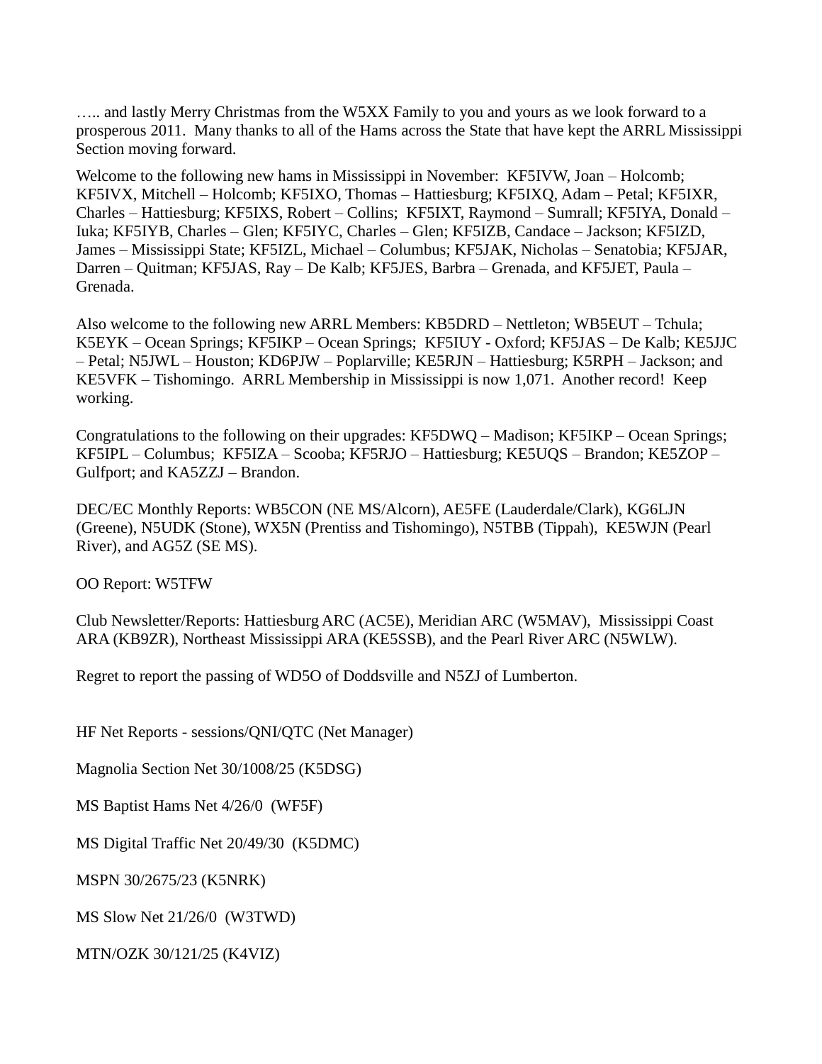….. and lastly Merry Christmas from the W5XX Family to you and yours as we look forward to a prosperous 2011. Many thanks to all of the Hams across the State that have kept the ARRL Mississippi Section moving forward.

Welcome to the following new hams in Mississippi in November: KF5IVW, Joan – Holcomb; KF5IVX, Mitchell – Holcomb; KF5IXO, Thomas – Hattiesburg; KF5IXQ, Adam – Petal; KF5IXR, Charles – Hattiesburg; KF5IXS, Robert – Collins; KF5IXT, Raymond – Sumrall; KF5IYA, Donald – Iuka; KF5IYB, Charles – Glen; KF5IYC, Charles – Glen; KF5IZB, Candace – Jackson; KF5IZD, James – Mississippi State; KF5IZL, Michael – Columbus; KF5JAK, Nicholas – Senatobia; KF5JAR, Darren – Quitman; KF5JAS, Ray – De Kalb; KF5JES, Barbra – Grenada, and KF5JET, Paula – Grenada.

Also welcome to the following new ARRL Members: KB5DRD – Nettleton; WB5EUT – Tchula; K5EYK – Ocean Springs; KF5IKP – Ocean Springs; KF5IUY - Oxford; KF5JAS – De Kalb; KE5JJC – Petal; N5JWL – Houston; KD6PJW – Poplarville; KE5RJN – Hattiesburg; K5RPH – Jackson; and KE5VFK – Tishomingo. ARRL Membership in Mississippi is now 1,071. Another record! Keep working.

Congratulations to the following on their upgrades: KF5DWQ – Madison; KF5IKP – Ocean Springs; KF5IPL – Columbus; KF5IZA – Scooba; KF5RJO – Hattiesburg; KE5UQS – Brandon; KE5ZOP – Gulfport; and KA5ZZJ – Brandon.

DEC/EC Monthly Reports: WB5CON (NE MS/Alcorn), AE5FE (Lauderdale/Clark), KG6LJN (Greene), N5UDK (Stone), WX5N (Prentiss and Tishomingo), N5TBB (Tippah), KE5WJN (Pearl River), and AG5Z (SE MS).

OO Report: W5TFW

Club Newsletter/Reports: Hattiesburg ARC (AC5E), Meridian ARC (W5MAV), Mississippi Coast ARA (KB9ZR), Northeast Mississippi ARA (KE5SSB), and the Pearl River ARC (N5WLW).

Regret to report the passing of WD5O of Doddsville and N5ZJ of Lumberton.

HF Net Reports - sessions/QNI/QTC (Net Manager)

Magnolia Section Net 30/1008/25 (K5DSG)

MS Baptist Hams Net 4/26/0 (WF5F)

MS Digital Traffic Net 20/49/30 (K5DMC)

MSPN 30/2675/23 (K5NRK)

MS Slow Net 21/26/0 (W3TWD)

MTN/OZK 30/121/25 (K4VIZ)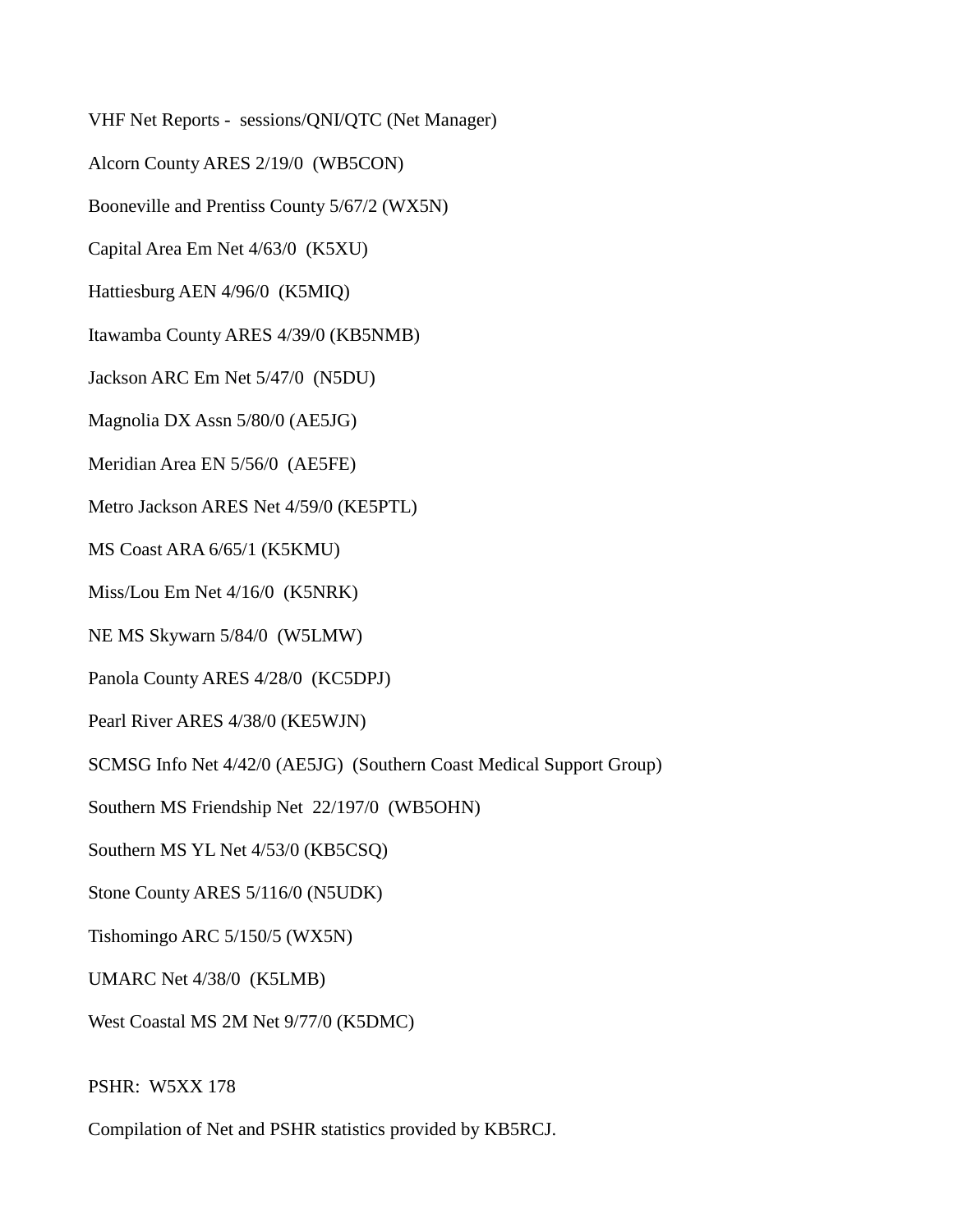VHF Net Reports - sessions/QNI/QTC (Net Manager)

Alcorn County ARES 2/19/0 (WB5CON)

Booneville and Prentiss County 5/67/2 (WX5N)

Capital Area Em Net 4/63/0 (K5XU)

Hattiesburg AEN 4/96/0 (K5MIQ)

Itawamba County ARES 4/39/0 (KB5NMB)

Jackson ARC Em Net 5/47/0 (N5DU)

Magnolia DX Assn 5/80/0 (AE5JG)

Meridian Area EN 5/56/0 (AE5FE)

Metro Jackson ARES Net 4/59/0 (KE5PTL)

MS Coast ARA 6/65/1 (K5KMU)

Miss/Lou Em Net 4/16/0 (K5NRK)

NE MS Skywarn 5/84/0 (W5LMW)

Panola County ARES 4/28/0 (KC5DPJ)

Pearl River ARES 4/38/0 (KE5WJN)

SCMSG Info Net 4/42/0 (AE5JG) (Southern Coast Medical Support Group)

Southern MS Friendship Net 22/197/0 (WB5OHN)

Southern MS YL Net 4/53/0 (KB5CSQ)

Stone County ARES 5/116/0 (N5UDK)

Tishomingo ARC 5/150/5 (WX5N)

UMARC Net 4/38/0 (K5LMB)

West Coastal MS 2M Net 9/77/0 (K5DMC)

PSHR: W5XX 178

Compilation of Net and PSHR statistics provided by KB5RCJ.